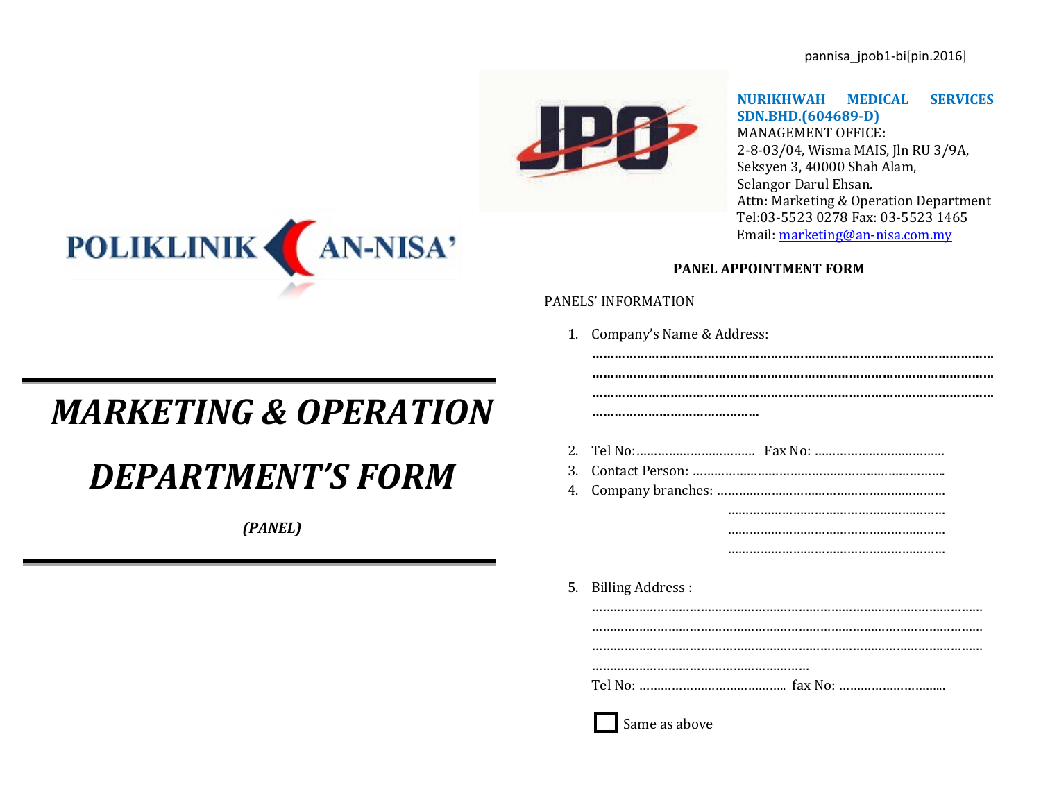pannisa_jpob1-bi[pin.2016]

POLIKLINIK AN-NISA'

# MARKETING & OPERATION DEPARTMENT'S FORM

*(PANEL)*

JPO

**NURIKHWAH MEDICAL SERVICES SDN.BHD.(604689-D)**
MANAGEMENT OFFICE:
2-8-03/04, Wisma MAIS, Jln RU 3/9A,
Seksyen 3, 40000 Shah Alam,
Selangor Darul Ehsan.
Attn: Marketing & Operation Department
Tel:03-5523 0278 Fax: 03-5523 1465
Email: marketing@an-nisa.com.my

## PANEL APPOINTMENT FORM

PANELS' INFORMATION

1. Company's Name & Address:
   ……………………………………………………………………………………………
   ……………………………………………………………………………………………
   ……………………………………………………………………………………………
   ………………………………………
2. Tel No:…………………………… Fax No: ………………………………
3. Contact Person: ……………………………………………………………
4. Company branches: ………………………………………………………
   ……………………………………………………
   ……………………………………………………
   ……………………………………………………
5. Billing Address :
   ……………………………………………………………………………………………
   ……………………………………………………………………………………………
   ……………………………………………………………………………………………
   ……………………………………………………
   Tel No: ………………………………….. fax No: ………………………..

☐ Same as above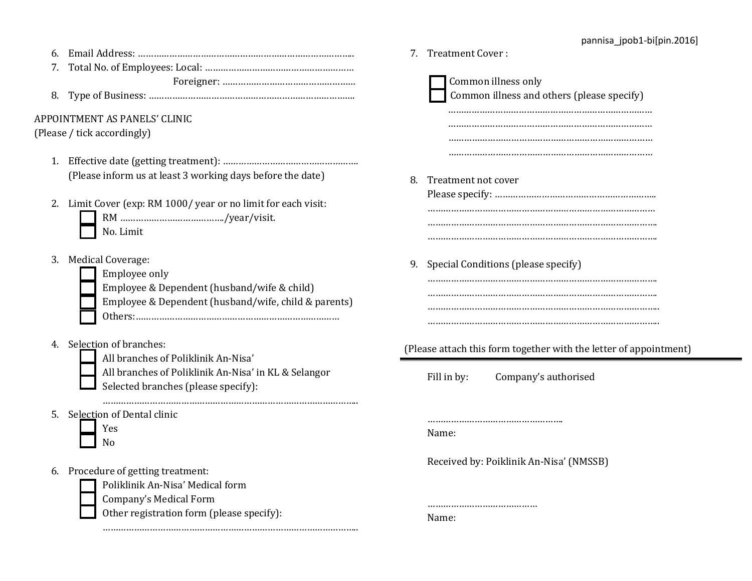6. Email Address: ……………………………………………………………………..
7. Total No. of Employees: Local: …………………………………………………
   Foreigner: ……………………………………………
8. Type of Business: ……………………………………………………………………

APPOINTMENT AS PANELS' CLINIC
(Please / tick accordingly)

1. Effective date (getting treatment): ……………………………………………
   (Please inform us at least 3 working days before the date)

2. Limit Cover (exp: RM 1000/ year or no limit for each visit:
   - ☐ RM ………………………………../year/visit.
   - ☐ No. Limit

3. Medical Coverage:
   - ☐ Employee only
   - ☐ Employee & Dependent (husband/wife & child)
   - ☐ Employee & Dependent (husband/wife, child & parents)
   - ☐ Others:……………………………………………………………………

4. Selection of branches:
   - ☐ All branches of Poliklinik An-Nisa'
   - ☐ All branches of Poliklinik An-Nisa' in KL & Selangor
   - ☐ Selected branches (please specify):

   ………………………………………………………………………………….

5. Selection of Dental clinic
   - ☐ Yes
   - ☐ No

6. Procedure of getting treatment:
   - ☐ Poliklinik An-Nisa' Medical form
   - ☐ Company's Medical Form
   - ☐ Other registration form (please specify):

   ………………………………………………………………………………….

7. Treatment Cover :
   - ☐ Common illness only
   - ☐ Common illness and others (please specify)

   ………………………………………………………………………
   ………………………………………………………………………
   ………………………………………………………………………
   ………………………………………………………………………

8. Treatment not cover
   Please specify: ……………………………………………………..
   ………………………………………………………………………………
   ………………………………………………………………………………
   ………………………………………………………………………………

9. Special Conditions (please specify)
   ………………………………………………………………………………
   ………………………………………………………………………………
   ………………………………………………………………………………
   ………………………………………………………………………………

(Please attach this form together with the letter of appointment)

---

Fill in by: Company's authorised

……………………………………………..
Name:

Received by: Poiklinik An-Nisa' (NMSSB)

……………………………………
Name: